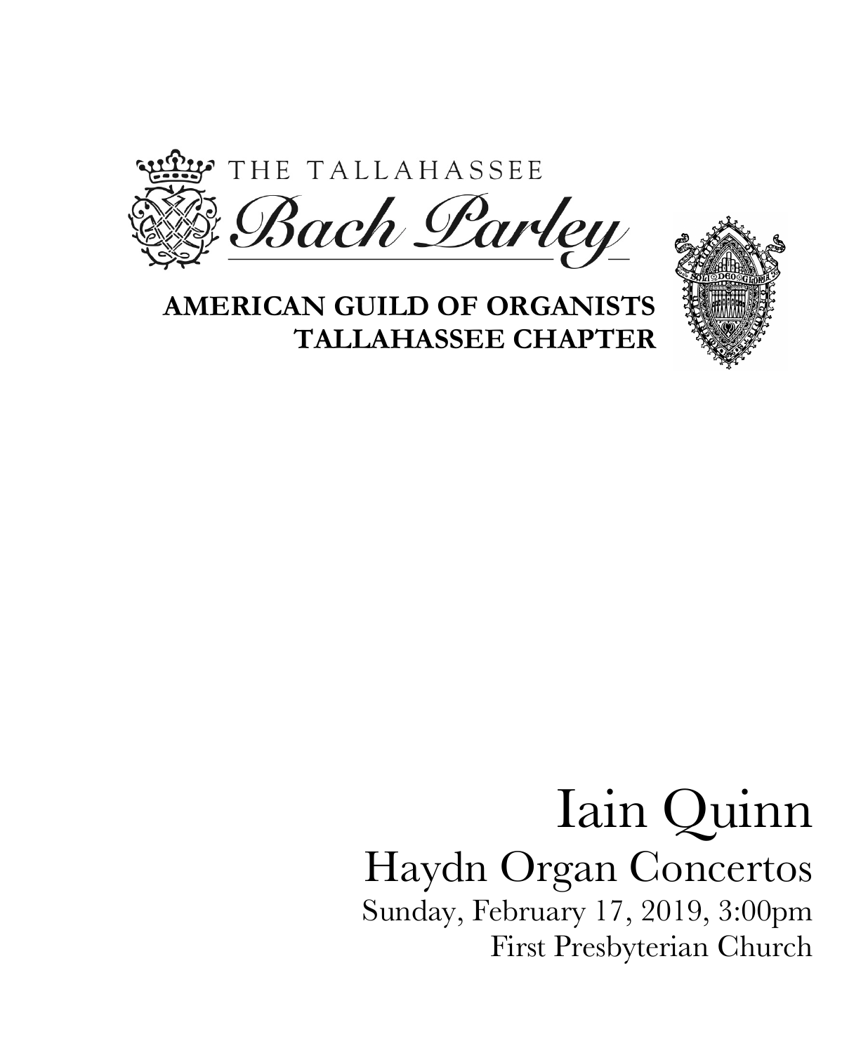THE TALLAHASSEE

# Bach Parley

**AMERICAN GUILD OF ORGANISTS**
**TALLAHASSEE CHAPTER**

SOLI DEO GLORIA

# Iain Quinn

## Haydn Organ Concertos

Sunday, February 17, 2019, 3:00pm
First Presbyterian Church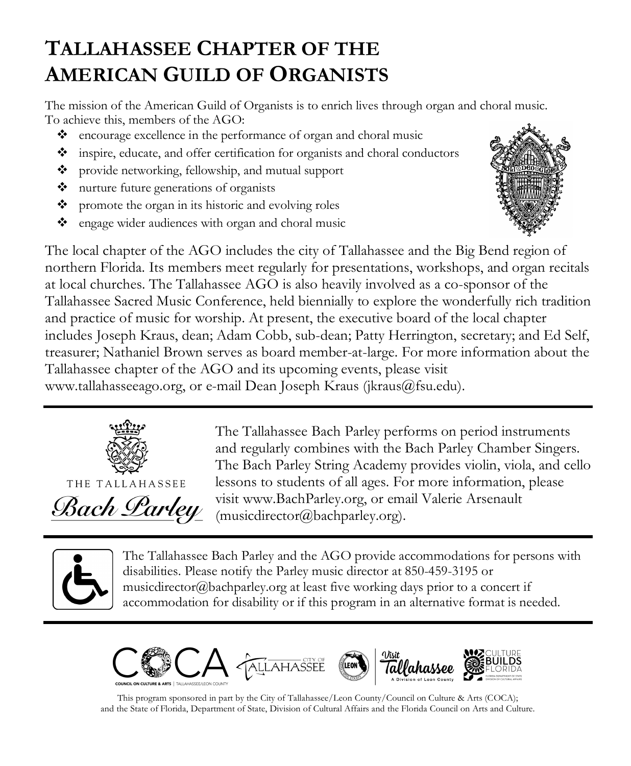# Tallahassee Chapter of the American Guild of Organists

The mission of the American Guild of Organists is to enrich lives through organ and choral music. To achieve this, members of the AGO:

- encourage excellence in the performance of organ and choral music
- inspire, educate, and offer certification for organists and choral conductors
- provide networking, fellowship, and mutual support
- nurture future generations of organists
- promote the organ in its historic and evolving roles
- engage wider audiences with organ and choral music

The local chapter of the AGO includes the city of Tallahassee and the Big Bend region of northern Florida. Its members meet regularly for presentations, workshops, and organ recitals at local churches. The Tallahassee AGO is also heavily involved as a co-sponsor of the Tallahassee Sacred Music Conference, held biennially to explore the wonderfully rich tradition and practice of music for worship. At present, the executive board of the local chapter includes Joseph Kraus, dean; Adam Cobb, sub-dean; Patty Herrington, secretary; and Ed Self, treasurer; Nathaniel Brown serves as board member-at-large. For more information about the Tallahassee chapter of the AGO and its upcoming events, please visit www.tallahasseeago.org, or e-mail Dean Joseph Kraus (jkraus@fsu.edu).

---

THE TALLAHASSEE *Bach Parley*

The Tallahassee Bach Parley performs on period instruments and regularly combines with the Bach Parley Chamber Singers. The Bach Parley String Academy provides violin, viola, and cello lessons to students of all ages. For more information, please visit www.BachParley.org, or email Valerie Arsenault (musicdirector@bachparley.org).

---

The Tallahassee Bach Parley and the AGO provide accommodations for persons with disabilities. Please notify the Parley music director at 850-459-3195 or musicdirector@bachparley.org at least five working days prior to a concert if accommodation for disability or if this program in an alternative format is needed.

---

This program sponsored in part by the City of Tallahassee/Leon County/Council on Culture & Arts (COCA); and the State of Florida, Department of State, Division of Cultural Affairs and the Florida Council on Arts and Culture.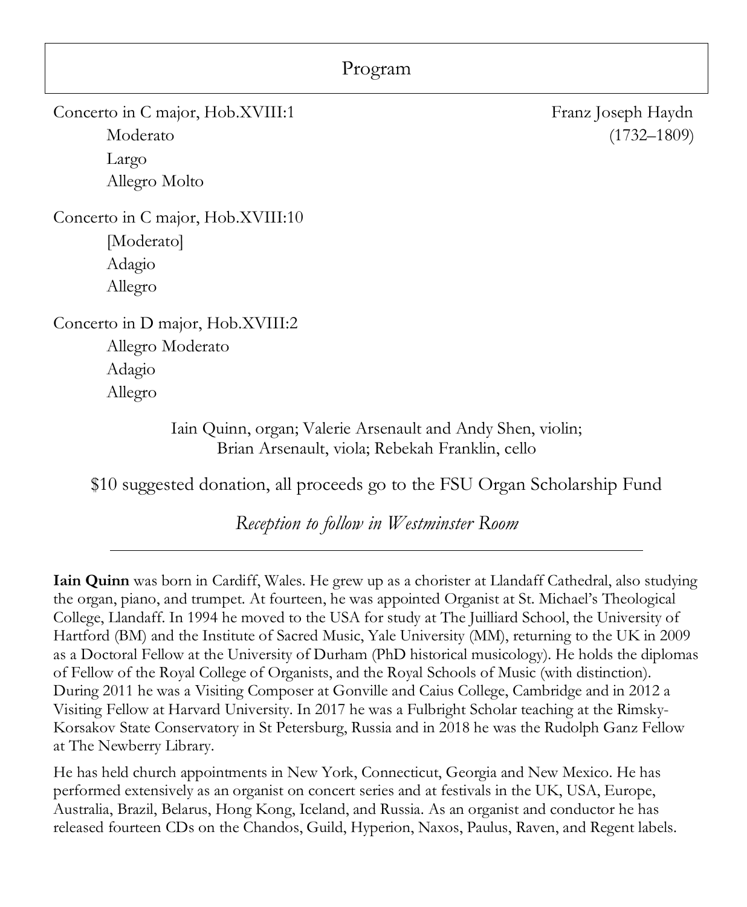# Program

Concerto in C major, Hob.XVIII:1 — Franz Joseph Haydn (1732–1809)

- Moderato
- Largo
- Allegro Molto

Concerto in C major, Hob.XVIII:10

- [Moderato]
- Adagio
- Allegro

Concerto in D major, Hob.XVIII:2

- Allegro Moderato
- Adagio
- Allegro

Iain Quinn, organ; Valerie Arsenault and Andy Shen, violin;
Brian Arsenault, viola; Rebekah Franklin, cello

$10 suggested donation, all proceeds go to the FSU Organ Scholarship Fund

*Reception to follow in Westminster Room*

---

**Iain Quinn** was born in Cardiff, Wales. He grew up as a chorister at Llandaff Cathedral, also studying the organ, piano, and trumpet. At fourteen, he was appointed Organist at St. Michael's Theological College, Llandaff. In 1994 he moved to the USA for study at The Juilliard School, the University of Hartford (BM) and the Institute of Sacred Music, Yale University (MM), returning to the UK in 2009 as a Doctoral Fellow at the University of Durham (PhD historical musicology). He holds the diplomas of Fellow of the Royal College of Organists, and the Royal Schools of Music (with distinction). During 2011 he was a Visiting Composer at Gonville and Caius College, Cambridge and in 2012 a Visiting Fellow at Harvard University. In 2017 he was a Fulbright Scholar teaching at the Rimsky-Korsakov State Conservatory in St Petersburg, Russia and in 2018 he was the Rudolph Ganz Fellow at The Newberry Library.

He has held church appointments in New York, Connecticut, Georgia and New Mexico. He has performed extensively as an organist on concert series and at festivals in the UK, USA, Europe, Australia, Brazil, Belarus, Hong Kong, Iceland, and Russia. As an organist and conductor he has released fourteen CDs on the Chandos, Guild, Hyperion, Naxos, Paulus, Raven, and Regent labels.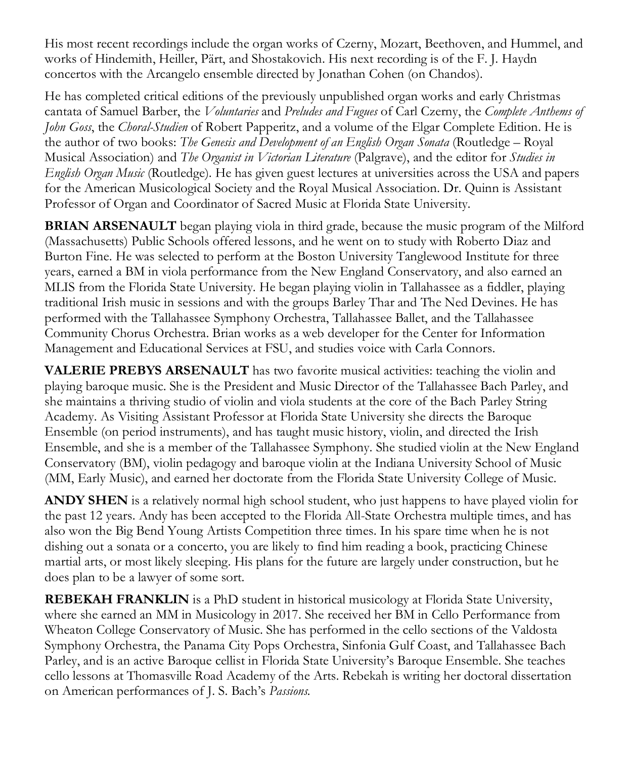His most recent recordings include the organ works of Czerny, Mozart, Beethoven, and Hummel, and works of Hindemith, Heiller, Pärt, and Shostakovich. His next recording is of the F. J. Haydn concertos with the Arcangelo ensemble directed by Jonathan Cohen (on Chandos).

He has completed critical editions of the previously unpublished organ works and early Christmas cantata of Samuel Barber, the *Voluntaries* and *Preludes and Fugues* of Carl Czerny, the *Complete Anthems of John Goss*, the *Choral-Studien* of Robert Papperitz, and a volume of the Elgar Complete Edition. He is the author of two books: *The Genesis and Development of an English Organ Sonata* (Routledge – Royal Musical Association) and *The Organist in Victorian Literature* (Palgrave), and the editor for *Studies in English Organ Music* (Routledge). He has given guest lectures at universities across the USA and papers for the American Musicological Society and the Royal Musical Association. Dr. Quinn is Assistant Professor of Organ and Coordinator of Sacred Music at Florida State University.

**BRIAN ARSENAULT** began playing viola in third grade, because the music program of the Milford (Massachusetts) Public Schools offered lessons, and he went on to study with Roberto Diaz and Burton Fine. He was selected to perform at the Boston University Tanglewood Institute for three years, earned a BM in viola performance from the New England Conservatory, and also earned an MLIS from the Florida State University. He began playing violin in Tallahassee as a fiddler, playing traditional Irish music in sessions and with the groups Barley Thar and The Ned Devines. He has performed with the Tallahassee Symphony Orchestra, Tallahassee Ballet, and the Tallahassee Community Chorus Orchestra. Brian works as a web developer for the Center for Information Management and Educational Services at FSU, and studies voice with Carla Connors.

**VALERIE PREBYS ARSENAULT** has two favorite musical activities: teaching the violin and playing baroque music. She is the President and Music Director of the Tallahassee Bach Parley, and she maintains a thriving studio of violin and viola students at the core of the Bach Parley String Academy. As Visiting Assistant Professor at Florida State University she directs the Baroque Ensemble (on period instruments), and has taught music history, violin, and directed the Irish Ensemble, and she is a member of the Tallahassee Symphony. She studied violin at the New England Conservatory (BM), violin pedagogy and baroque violin at the Indiana University School of Music (MM, Early Music), and earned her doctorate from the Florida State University College of Music.

**ANDY SHEN** is a relatively normal high school student, who just happens to have played violin for the past 12 years. Andy has been accepted to the Florida All-State Orchestra multiple times, and has also won the Big Bend Young Artists Competition three times. In his spare time when he is not dishing out a sonata or a concerto, you are likely to find him reading a book, practicing Chinese martial arts, or most likely sleeping. His plans for the future are largely under construction, but he does plan to be a lawyer of some sort.

**REBEKAH FRANKLIN** is a PhD student in historical musicology at Florida State University, where she earned an MM in Musicology in 2017. She received her BM in Cello Performance from Wheaton College Conservatory of Music. She has performed in the cello sections of the Valdosta Symphony Orchestra, the Panama City Pops Orchestra, Sinfonia Gulf Coast, and Tallahassee Bach Parley, and is an active Baroque cellist in Florida State University's Baroque Ensemble. She teaches cello lessons at Thomasville Road Academy of the Arts. Rebekah is writing her doctoral dissertation on American performances of J. S. Bach's *Passions*.